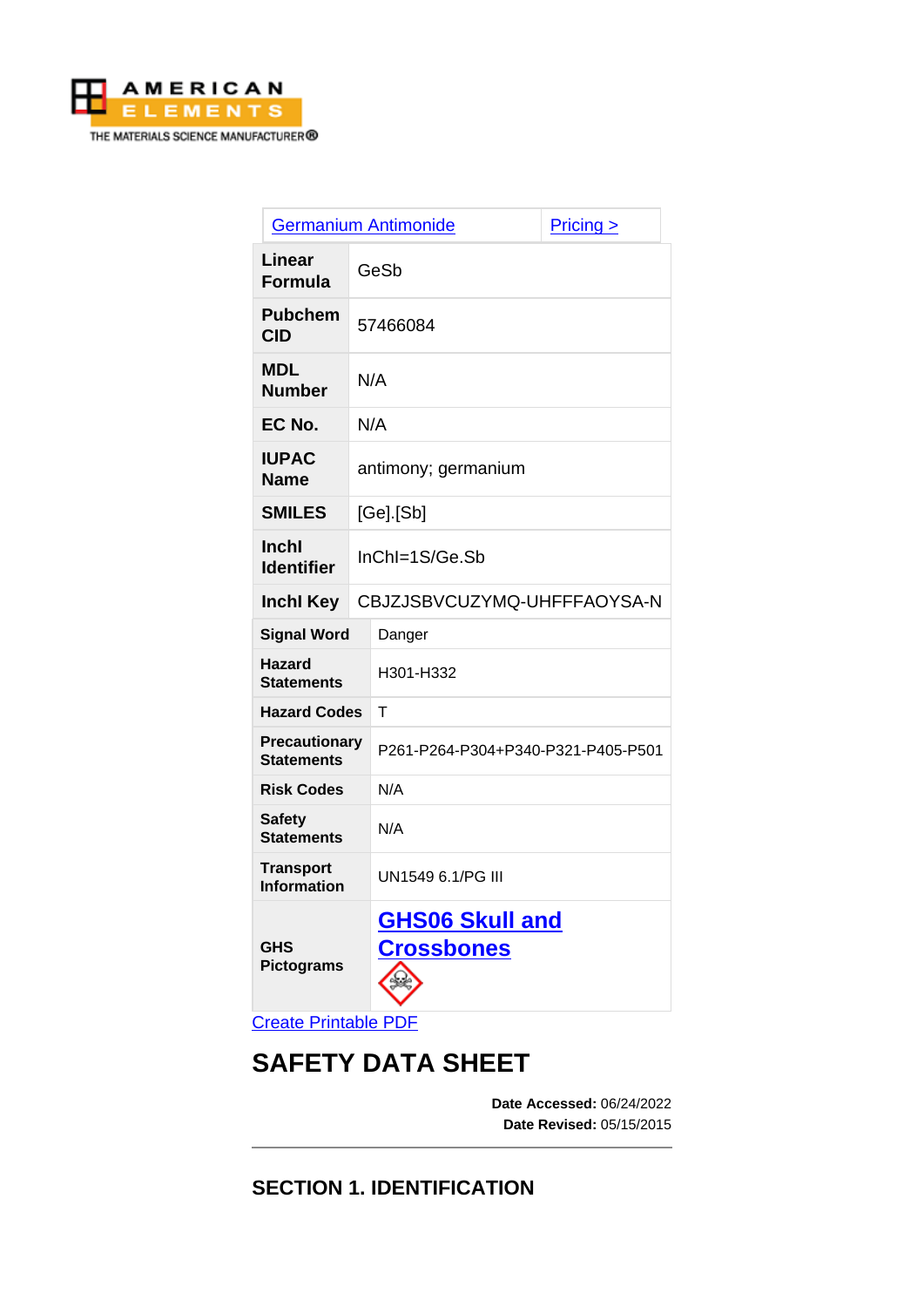AMERICAN ELEMENTS
THE MATERIALS SCIENCE MANUFACTURER®

| Germanium Antimonide | Pricing > |
|---|---|
| **Linear Formula** | GeSb |
| **Pubchem CID** | 57466084 |
| **MDL Number** | N/A |
| **EC No.** | N/A |
| **IUPAC Name** | antimony; germanium |
| **SMILES** | [Ge].[Sb] |
| **InchI Identifier** | InChI=1S/Ge.Sb |
| **InchI Key** | CBJZJSBVCUZYMQ-UHFFFAOYSA-N |
| **Signal Word** | Danger |
| **Hazard Statements** | H301-H332 |
| **Hazard Codes** | T |
| **Precautionary Statements** | P261-P264-P304+P340-P321-P405-P501 |
| **Risk Codes** | N/A |
| **Safety Statements** | N/A |
| **Transport Information** | UN1549 6.1/PG III |
| **GHS Pictograms** | GHS06 Skull and Crossbones |

Create Printable PDF

# SAFETY DATA SHEET

**Date Accessed:** 06/24/2022
**Date Revised:** 05/15/2015

---

## SECTION 1. IDENTIFICATION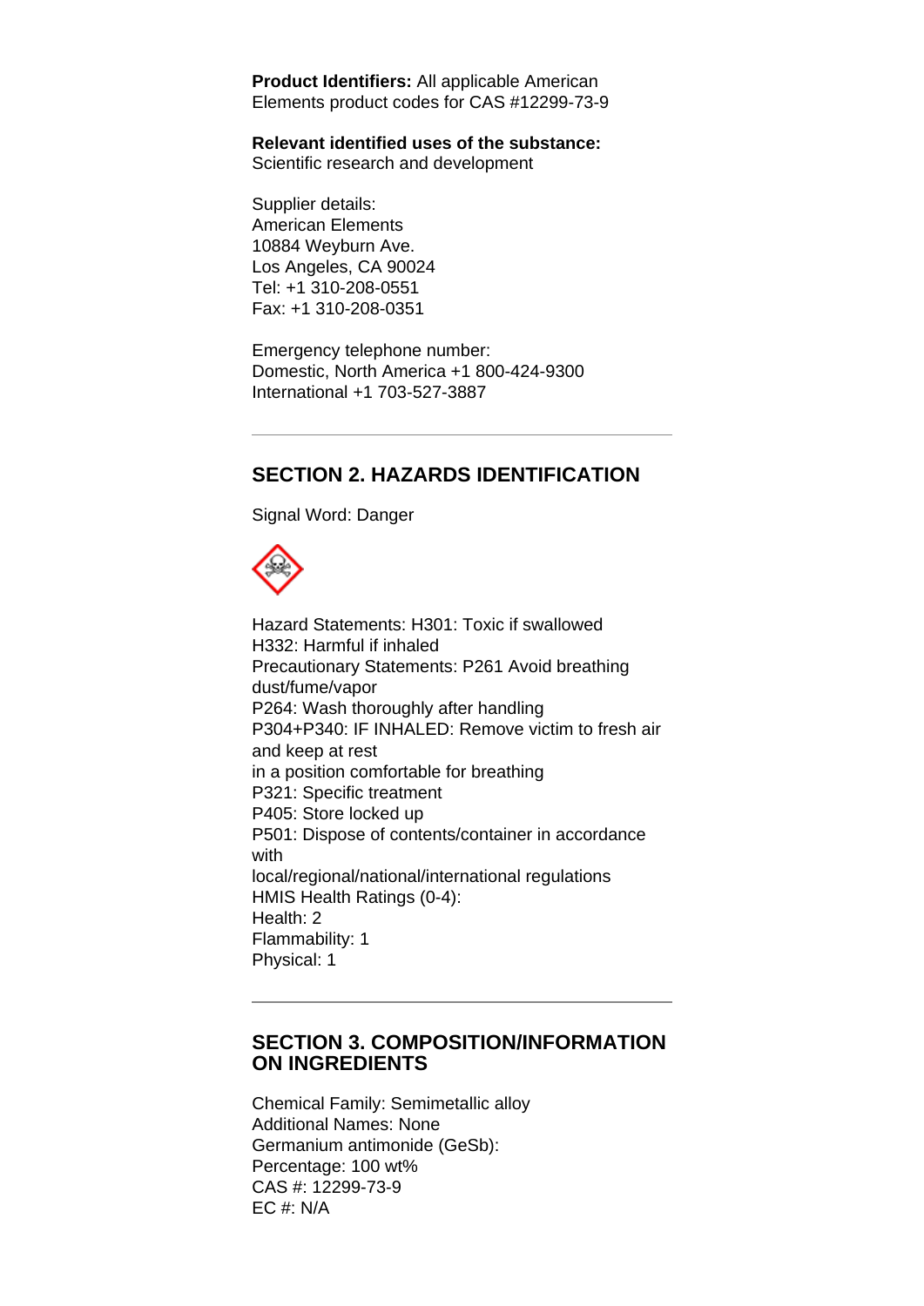**Product Identifiers:** All applicable American Elements product codes for CAS #12299-73-9

**Relevant identified uses of the substance:** Scientific research and development

Supplier details:
American Elements
10884 Weyburn Ave.
Los Angeles, CA 90024
Tel: +1 310-208-0551
Fax: +1 310-208-0351

Emergency telephone number:
Domestic, North America +1 800-424-9300
International +1 703-527-3887

---

## SECTION 2. HAZARDS IDENTIFICATION

Signal Word: Danger

Hazard Statements: H301: Toxic if swallowed
H332: Harmful if inhaled
Precautionary Statements: P261 Avoid breathing dust/fume/vapor
P264: Wash thoroughly after handling
P304+P340: IF INHALED: Remove victim to fresh air and keep at rest
in a position comfortable for breathing
P321: Specific treatment
P405: Store locked up
P501: Dispose of contents/container in accordance with
local/regional/national/international regulations
HMIS Health Ratings (0-4):
Health: 2
Flammability: 1
Physical: 1

---

## SECTION 3. COMPOSITION/INFORMATION ON INGREDIENTS

Chemical Family: Semimetallic alloy
Additional Names: None
Germanium antimonide (GeSb):
Percentage: 100 wt%
CAS #: 12299-73-9
EC #: N/A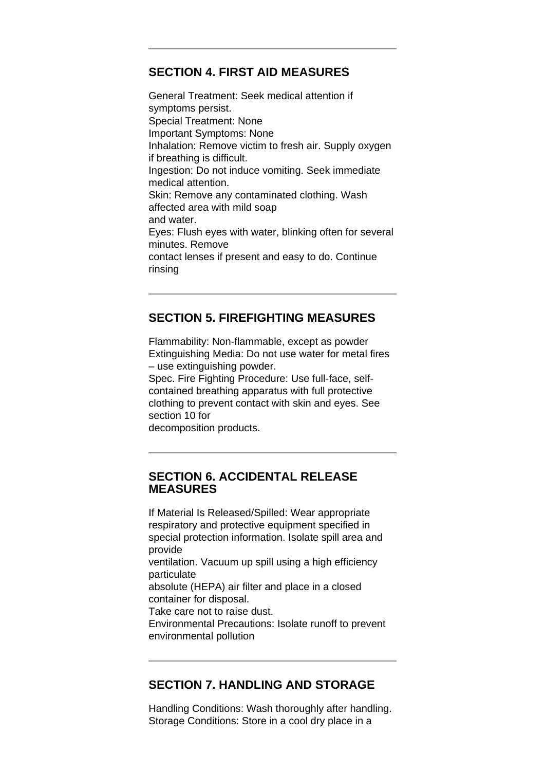---

## SECTION 4. FIRST AID MEASURES

General Treatment: Seek medical attention if symptoms persist.
Special Treatment: None
Important Symptoms: None
Inhalation: Remove victim to fresh air. Supply oxygen if breathing is difficult.
Ingestion: Do not induce vomiting. Seek immediate medical attention.
Skin: Remove any contaminated clothing. Wash affected area with mild soap
and water.
Eyes: Flush eyes with water, blinking often for several minutes. Remove
contact lenses if present and easy to do. Continue rinsing

---

## SECTION 5. FIREFIGHTING MEASURES

Flammability: Non-flammable, except as powder
Extinguishing Media: Do not use water for metal fires – use extinguishing powder.
Spec. Fire Fighting Procedure: Use full-face, self-contained breathing apparatus with full protective clothing to prevent contact with skin and eyes. See section 10 for
decomposition products.

---

## SECTION 6. ACCIDENTAL RELEASE MEASURES

If Material Is Released/Spilled: Wear appropriate respiratory and protective equipment specified in special protection information. Isolate spill area and provide
ventilation. Vacuum up spill using a high efficiency particulate
absolute (HEPA) air filter and place in a closed container for disposal.
Take care not to raise dust.
Environmental Precautions: Isolate runoff to prevent environmental pollution

---

## SECTION 7. HANDLING AND STORAGE

Handling Conditions: Wash thoroughly after handling.
Storage Conditions: Store in a cool dry place in a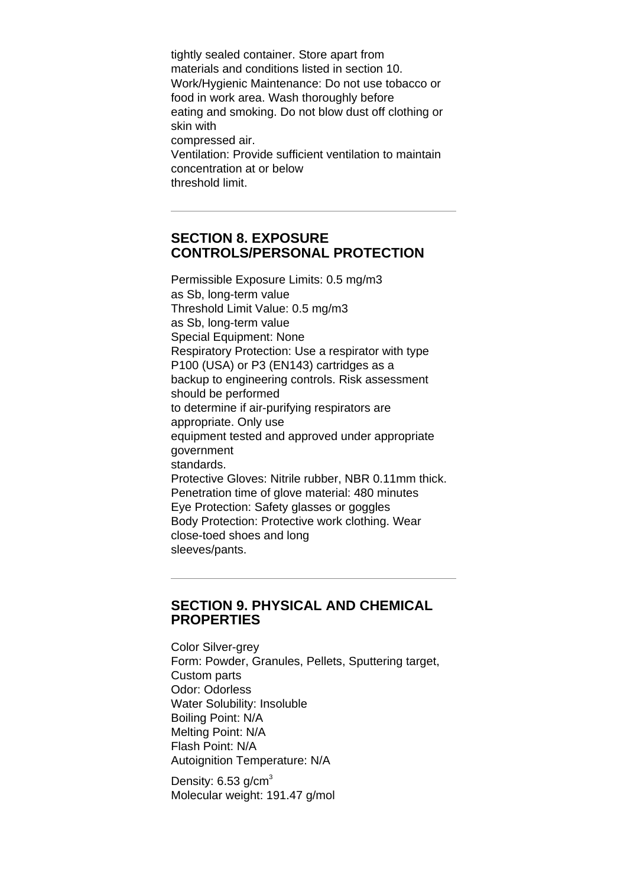tightly sealed container. Store apart from materials and conditions listed in section 10.
Work/Hygienic Maintenance: Do not use tobacco or food in work area. Wash thoroughly before eating and smoking. Do not blow dust off clothing or skin with compressed air.
Ventilation: Provide sufficient ventilation to maintain concentration at or below threshold limit.

---

## SECTION 8. EXPOSURE CONTROLS/PERSONAL PROTECTION

Permissible Exposure Limits: 0.5 mg/m3 as Sb, long-term value
Threshold Limit Value: 0.5 mg/m3 as Sb, long-term value
Special Equipment: None
Respiratory Protection: Use a respirator with type P100 (USA) or P3 (EN143) cartridges as a backup to engineering controls. Risk assessment should be performed to determine if air-purifying respirators are appropriate. Only use equipment tested and approved under appropriate government standards.
Protective Gloves: Nitrile rubber, NBR 0.11mm thick.
Penetration time of glove material: 480 minutes
Eye Protection: Safety glasses or goggles
Body Protection: Protective work clothing. Wear close-toed shoes and long sleeves/pants.

---

## SECTION 9. PHYSICAL AND CHEMICAL PROPERTIES

Color Silver-grey
Form: Powder, Granules, Pellets, Sputtering target, Custom parts
Odor: Odorless
Water Solubility: Insoluble
Boiling Point: N/A
Melting Point: N/A
Flash Point: N/A
Autoignition Temperature: N/A

Density: 6.53 g/cm$^3$
Molecular weight: 191.47 g/mol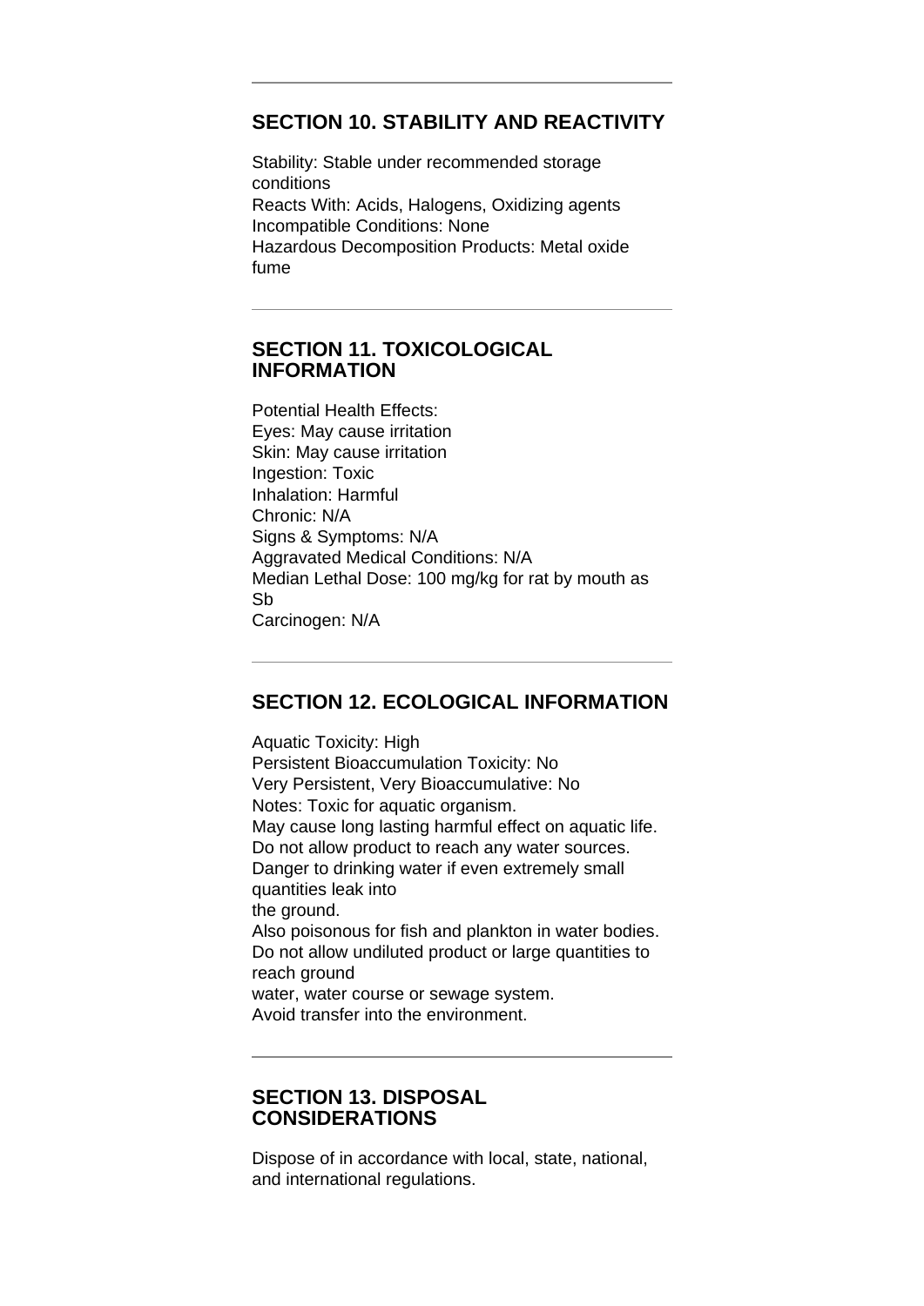---

## SECTION 10. STABILITY AND REACTIVITY

Stability: Stable under recommended storage conditions
Reacts With: Acids, Halogens, Oxidizing agents
Incompatible Conditions: None
Hazardous Decomposition Products: Metal oxide fume

---

## SECTION 11. TOXICOLOGICAL INFORMATION

Potential Health Effects:
Eyes: May cause irritation
Skin: May cause irritation
Ingestion: Toxic
Inhalation: Harmful
Chronic: N/A
Signs & Symptoms: N/A
Aggravated Medical Conditions: N/A
Median Lethal Dose: 100 mg/kg for rat by mouth as Sb
Carcinogen: N/A

---

## SECTION 12. ECOLOGICAL INFORMATION

Aquatic Toxicity: High
Persistent Bioaccumulation Toxicity: No
Very Persistent, Very Bioaccumulative: No
Notes: Toxic for aquatic organism.
May cause long lasting harmful effect on aquatic life.
Do not allow product to reach any water sources.
Danger to drinking water if even extremely small quantities leak into
the ground.
Also poisonous for fish and plankton in water bodies.
Do not allow undiluted product or large quantities to reach ground
water, water course or sewage system.
Avoid transfer into the environment.

---

## SECTION 13. DISPOSAL CONSIDERATIONS

Dispose of in accordance with local, state, national, and international regulations.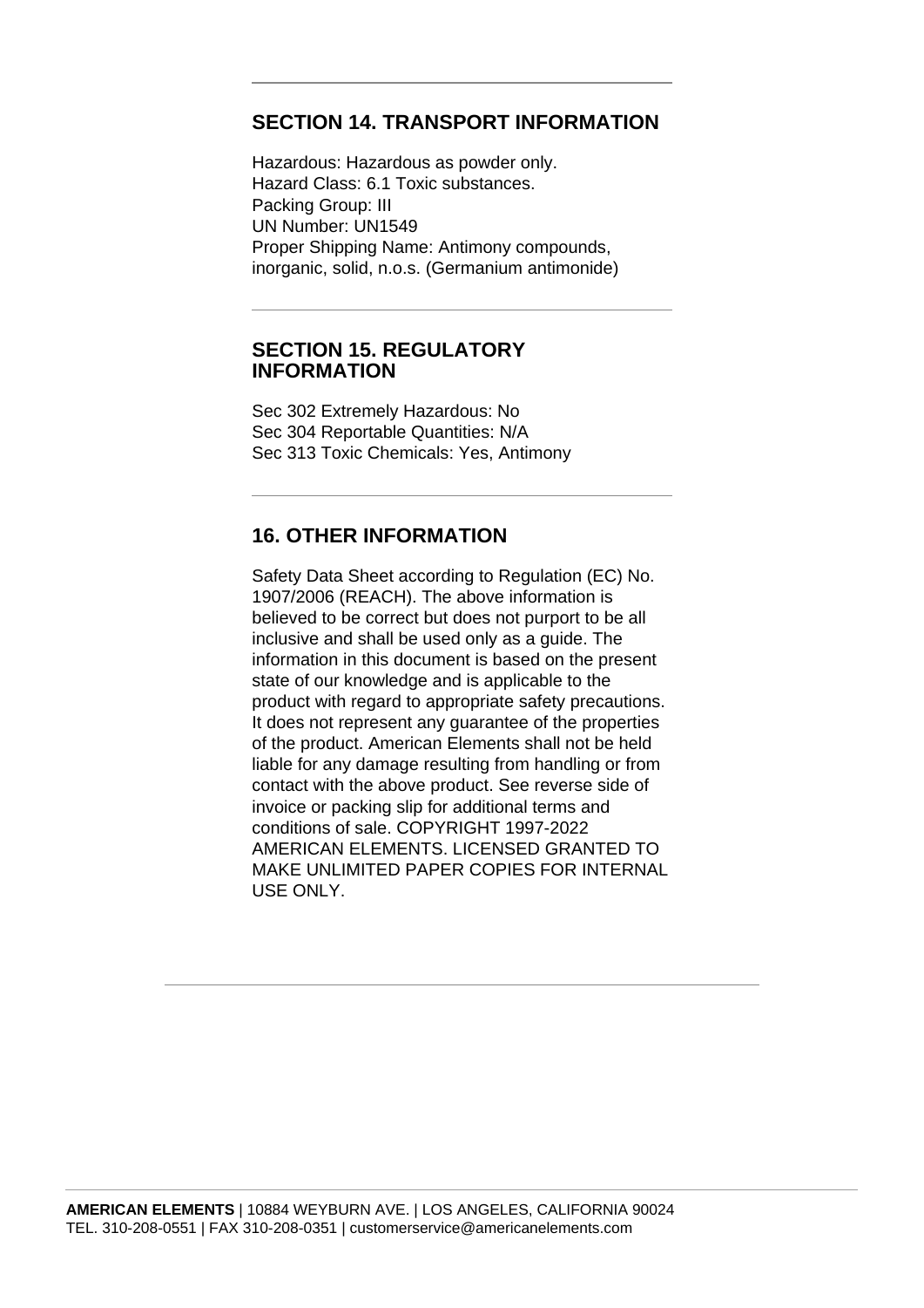## SECTION 14. TRANSPORT INFORMATION

Hazardous: Hazardous as powder only.
Hazard Class: 6.1 Toxic substances.
Packing Group: III
UN Number: UN1549
Proper Shipping Name: Antimony compounds, inorganic, solid, n.o.s. (Germanium antimonide)

## SECTION 15. REGULATORY INFORMATION

Sec 302 Extremely Hazardous: No
Sec 304 Reportable Quantities: N/A
Sec 313 Toxic Chemicals: Yes, Antimony

## 16. OTHER INFORMATION

Safety Data Sheet according to Regulation (EC) No. 1907/2006 (REACH). The above information is believed to be correct but does not purport to be all inclusive and shall be used only as a guide. The information in this document is based on the present state of our knowledge and is applicable to the product with regard to appropriate safety precautions. It does not represent any guarantee of the properties of the product. American Elements shall not be held liable for any damage resulting from handling or from contact with the above product. See reverse side of invoice or packing slip for additional terms and conditions of sale. COPYRIGHT 1997-2022 AMERICAN ELEMENTS. LICENSED GRANTED TO MAKE UNLIMITED PAPER COPIES FOR INTERNAL USE ONLY.